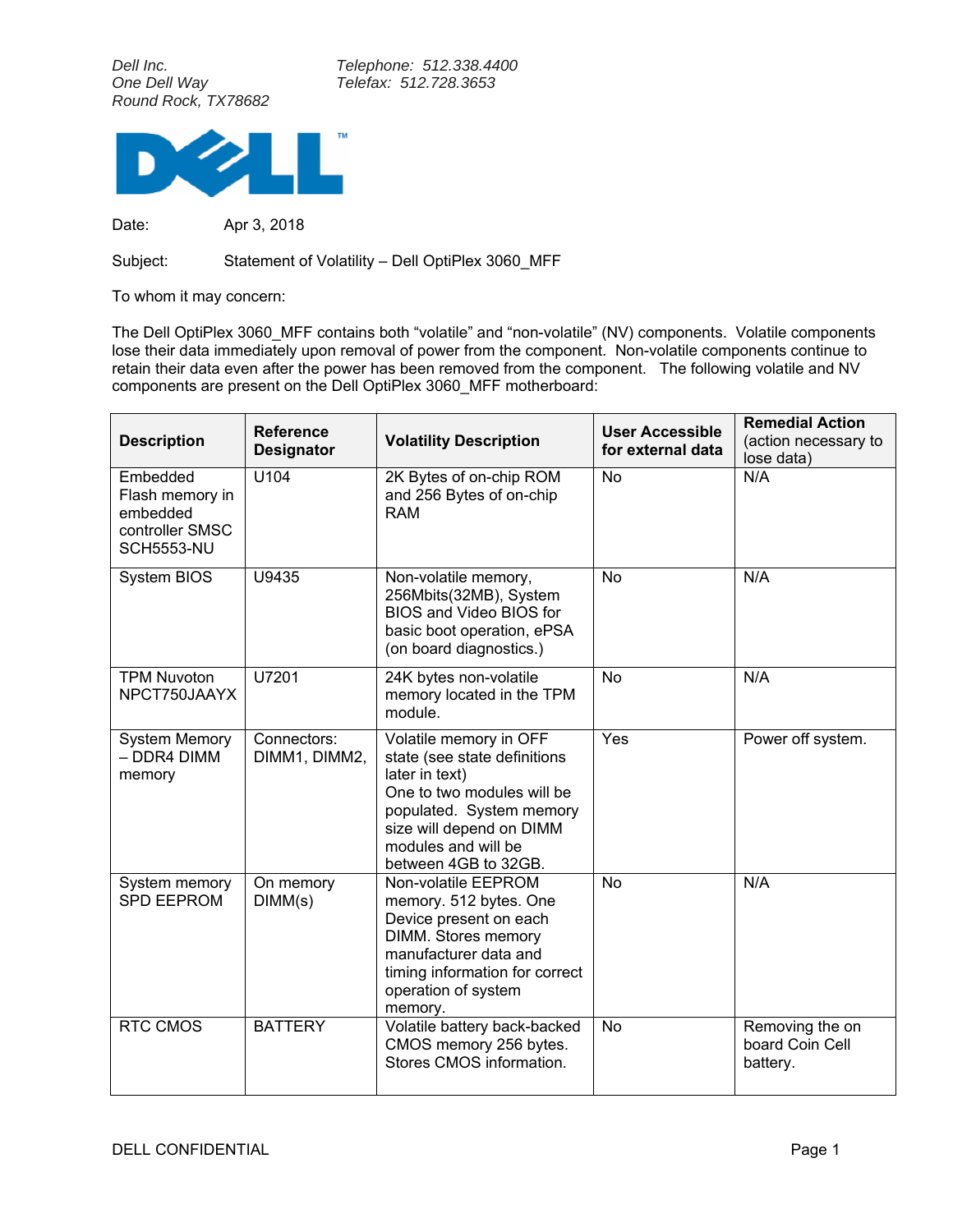*Dell Inc.*
*One Dell Way*
*Round Rock, TX78682*

*Telephone: 512.338.4400*
*Telefax: 512.728.3653*

Date: Apr 3, 2018

Subject: Statement of Volatility – Dell OptiPlex 3060_MFF

To whom it may concern:

The Dell OptiPlex 3060_MFF contains both “volatile” and “non-volatile” (NV) components. Volatile components lose their data immediately upon removal of power from the component. Non-volatile components continue to retain their data even after the power has been removed from the component. The following volatile and NV components are present on the Dell OptiPlex 3060_MFF motherboard:

| **Description** | **Reference Designator** | **Volatility Description** | **User Accessible for external data** | **Remedial Action** (action necessary to lose data) |
|---|---|---|---|---|
| Embedded Flash memory in embedded controller SMSC SCH5553-NU | U104 | 2K Bytes of on-chip ROM and 256 Bytes of on-chip RAM | No | N/A |
| System BIOS | U9435 | Non-volatile memory, 256Mbits(32MB), System BIOS and Video BIOS for basic boot operation, ePSA (on board diagnostics.) | No | N/A |
| TPM Nuvoton NPCT750JAAYX | U7201 | 24K bytes non-volatile memory located in the TPM module. | No | N/A |
| System Memory – DDR4 DIMM memory | Connectors: DIMM1, DIMM2, | Volatile memory in OFF state (see state definitions later in text) One to two modules will be populated. System memory size will depend on DIMM modules and will be between 4GB to 32GB. | Yes | Power off system. |
| System memory SPD EEPROM | On memory DIMM(s) | Non-volatile EEPROM memory. 512 bytes. One Device present on each DIMM. Stores memory manufacturer data and timing information for correct operation of system memory. | No | N/A |
| RTC CMOS | BATTERY | Volatile battery back-backed CMOS memory 256 bytes. Stores CMOS information. | No | Removing the on board Coin Cell battery. |

DELL CONFIDENTIAL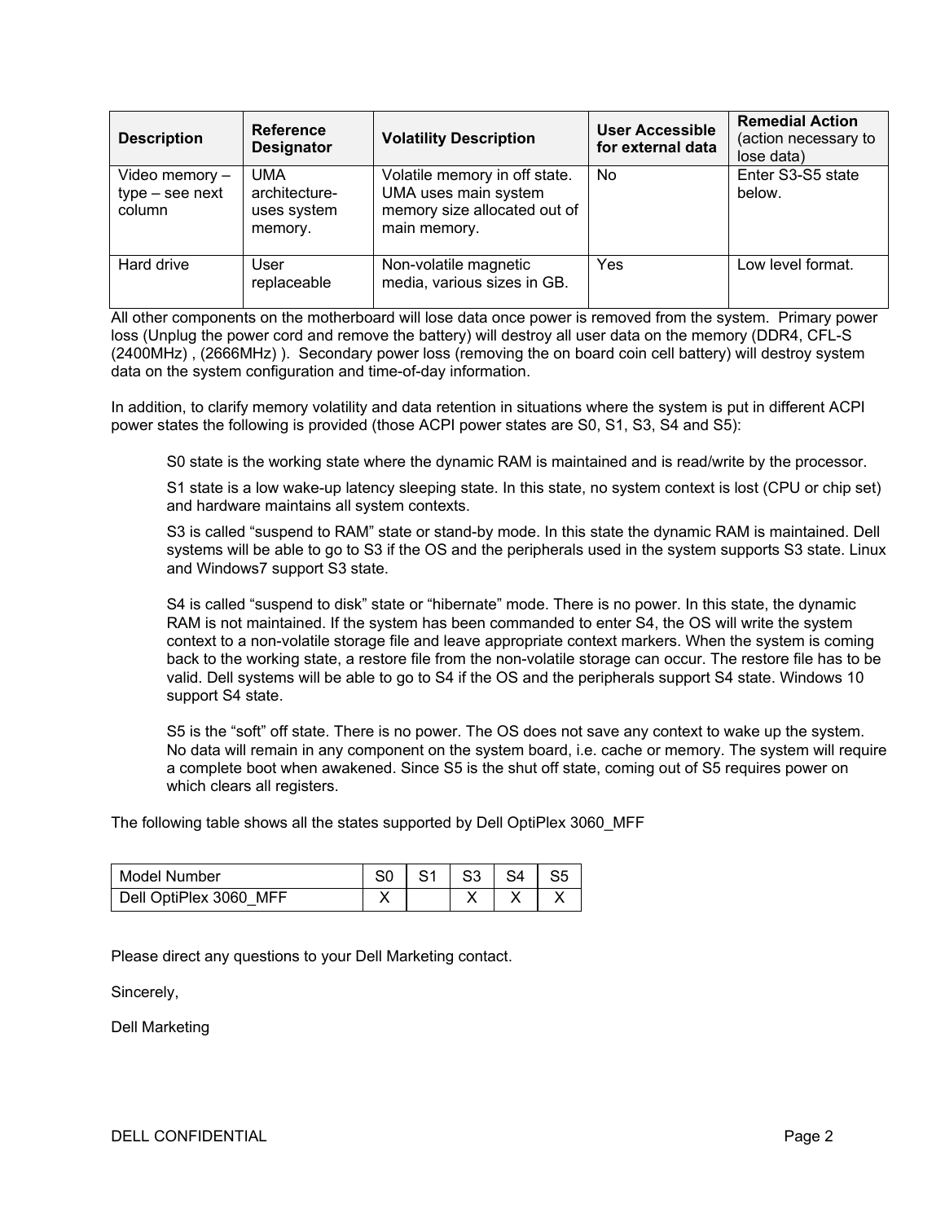| Description | Reference Designator | Volatility Description | User Accessible for external data | Remedial Action (action necessary to lose data) |
|---|---|---|---|---|
| Video memory – type – see next column | UMA architecture-uses system memory. | Volatile memory in off state. UMA uses main system memory size allocated out of main memory. | No | Enter S3-S5 state below. |
| Hard drive | User replaceable | Non-volatile magnetic media, various sizes in GB. | Yes | Low level format. |

All other components on the motherboard will lose data once power is removed from the system. Primary power loss (Unplug the power cord and remove the battery) will destroy all user data on the memory (DDR4, CFL-S (2400MHz) , (2666MHz) ). Secondary power loss (removing the on board coin cell battery) will destroy system data on the system configuration and time-of-day information.

In addition, to clarify memory volatility and data retention in situations where the system is put in different ACPI power states the following is provided (those ACPI power states are S0, S1, S3, S4 and S5):

> S0 state is the working state where the dynamic RAM is maintained and is read/write by the processor.
>
> S1 state is a low wake-up latency sleeping state. In this state, no system context is lost (CPU or chip set) and hardware maintains all system contexts.
>
> S3 is called "suspend to RAM" state or stand-by mode. In this state the dynamic RAM is maintained. Dell systems will be able to go to S3 if the OS and the peripherals used in the system supports S3 state. Linux and Windows7 support S3 state.
>
> S4 is called "suspend to disk" state or "hibernate" mode. There is no power. In this state, the dynamic RAM is not maintained. If the system has been commanded to enter S4, the OS will write the system context to a non-volatile storage file and leave appropriate context markers. When the system is coming back to the working state, a restore file from the non-volatile storage can occur. The restore file has to be valid. Dell systems will be able to go to S4 if the OS and the peripherals support S4 state. Windows 10 support S4 state.
>
> S5 is the "soft" off state. There is no power. The OS does not save any context to wake up the system. No data will remain in any component on the system board, i.e. cache or memory. The system will require a complete boot when awakened. Since S5 is the shut off state, coming out of S5 requires power on which clears all registers.

The following table shows all the states supported by Dell OptiPlex 3060_MFF

| Model Number | S0 | S1 | S3 | S4 | S5 |
|---|---|---|---|---|---|
| Dell OptiPlex 3060_MFF | X | | X | X | X |

Please direct any questions to your Dell Marketing contact.

Sincerely,

Dell Marketing

DELL CONFIDENTIAL